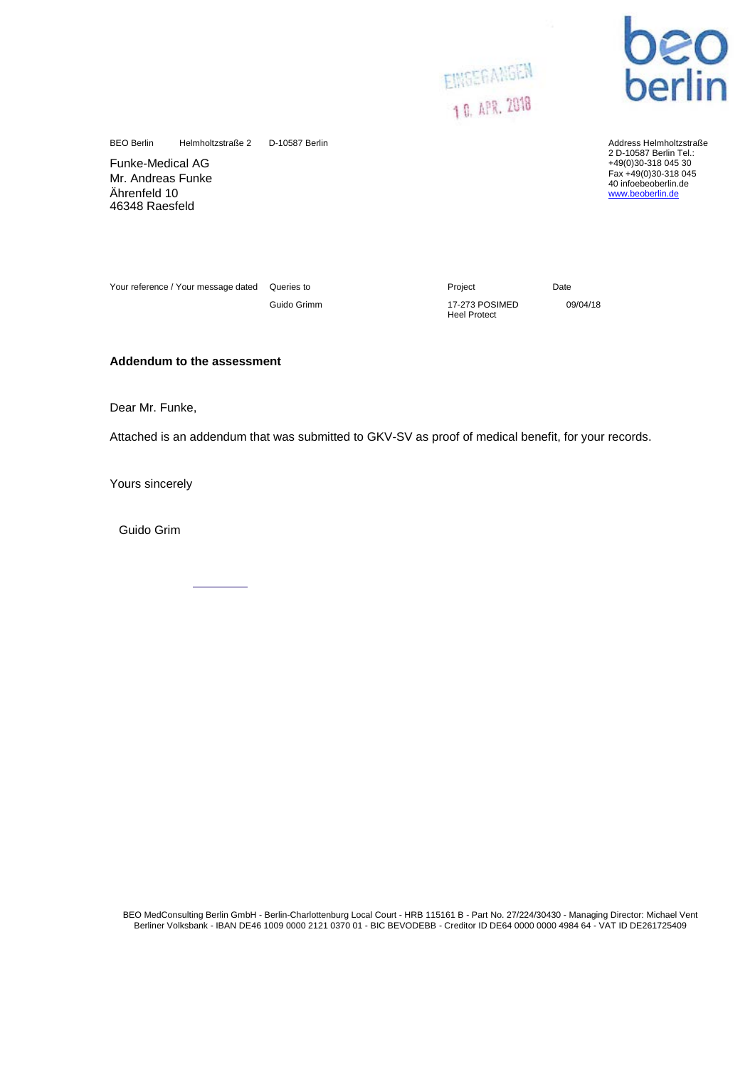EINGEGANGEN
10. APR. 2018

beo berlin

BEO Berlin Helmholtzstraße 2 D-10587 Berlin

Funke-Medical AG
Mr. Andreas Funke
Ährenfeld 10
46348 Raesfeld

Address Helmholtzstraße 2 D-10587 Berlin Tel.: +49(0)30-318 045 30 Fax +49(0)30-318 045 40 infoebeoberlin.de www.beoberlin.de

| Your reference / Your message dated | Queries to | Project | Date |
|---|---|---|---|
| | Guido Grimm | 17-273 POSIMED Heel Protect | 09/04/18 |

**Addendum to the assessment**

Dear Mr. Funke,

Attached is an addendum that was submitted to GKV-SV as proof of medical benefit, for your records.

Yours sincerely

Guido Grim

BEO MedConsulting Berlin GmbH - Berlin-Charlottenburg Local Court - HRB 115161 B - Part No. 27/224/30430 - Managing Director: Michael Vent
Berliner Volksbank - IBAN DE46 1009 0000 2121 0370 01 - BIC BEVODEBB - Creditor ID DE64 0000 0000 4984 64 - VAT ID DE261725409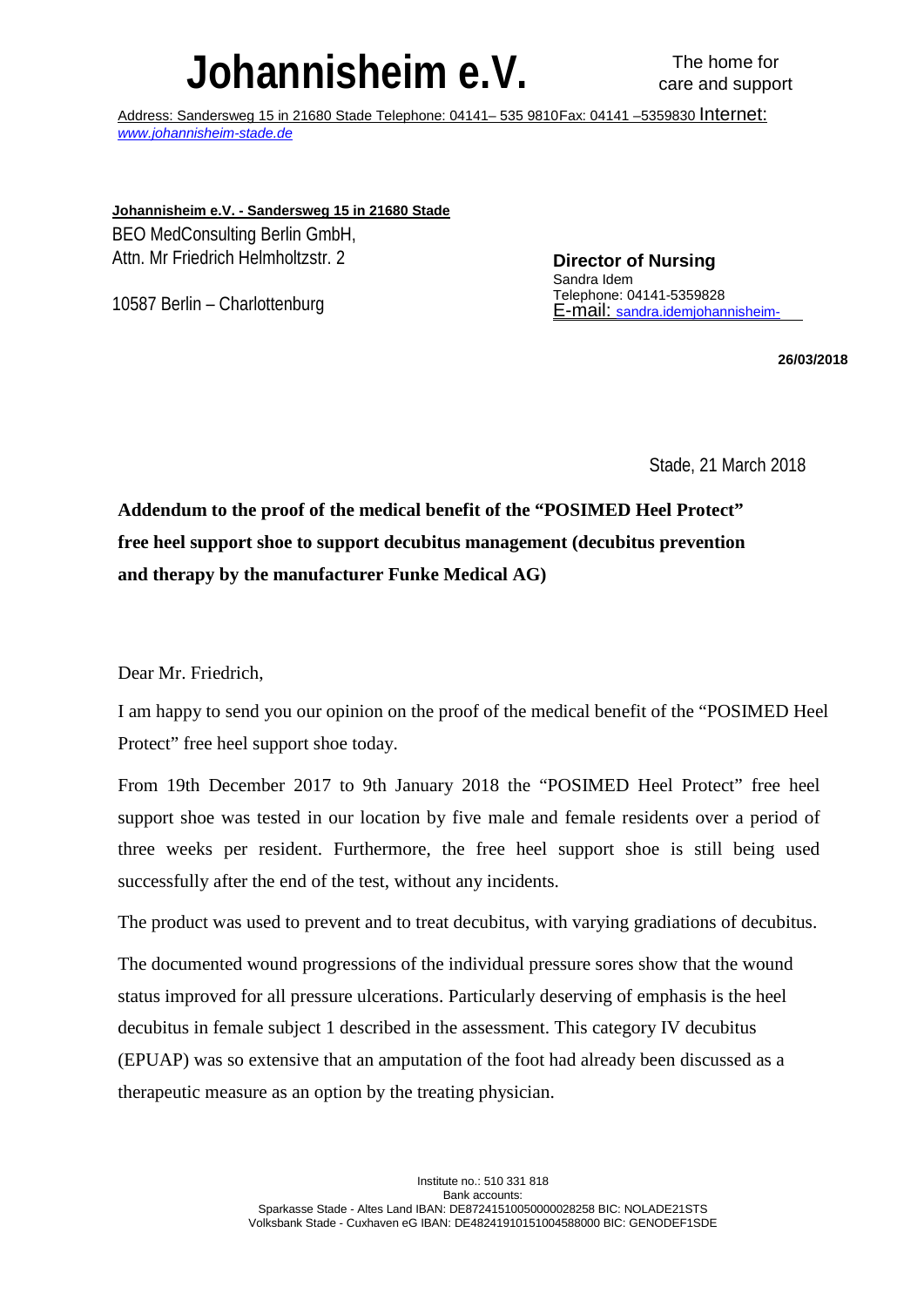# Johannisheim e.V.

The home for care and support

Address: Sandersweg 15 in 21680 Stade Telephone: 04141– 535 9810Fax: 04141 –5359830 Internet: *www.johannisheim-stade.de*

**Johannisheim e.V. - Sandersweg 15 in 21680 Stade**
BEO MedConsulting Berlin GmbH,
Attn. Mr Friedrich Helmholtzstr. 2

10587 Berlin – Charlottenburg

**Director of Nursing**
Sandra Idem
Telephone: 04141-5359828
E-mail: sandra.idemjohannisheim-

**26/03/2018**

Stade, 21 March 2018

**Addendum to the proof of the medical benefit of the "POSIMED Heel Protect" free heel support shoe to support decubitus management (decubitus prevention and therapy by the manufacturer Funke Medical AG)**

Dear Mr. Friedrich,

I am happy to send you our opinion on the proof of the medical benefit of the "POSIMED Heel Protect" free heel support shoe today.

From 19th December 2017 to 9th January 2018 the "POSIMED Heel Protect" free heel support shoe was tested in our location by five male and female residents over a period of three weeks per resident. Furthermore, the free heel support shoe is still being used successfully after the end of the test, without any incidents.

The product was used to prevent and to treat decubitus, with varying gradiations of decubitus.

The documented wound progressions of the individual pressure sores show that the wound status improved for all pressure ulcerations. Particularly deserving of emphasis is the heel decubitus in female subject 1 described in the assessment. This category IV decubitus (EPUAP) was so extensive that an amputation of the foot had already been discussed as a therapeutic measure as an option by the treating physician.

Institute no.: 510 331 818
Bank accounts:
Sparkasse Stade - Altes Land IBAN: DE87241510050000028258 BIC: NOLADE21STS
Volksbank Stade - Cuxhaven eG IBAN: DE48241910151004588000 BIC: GENODEF1SDE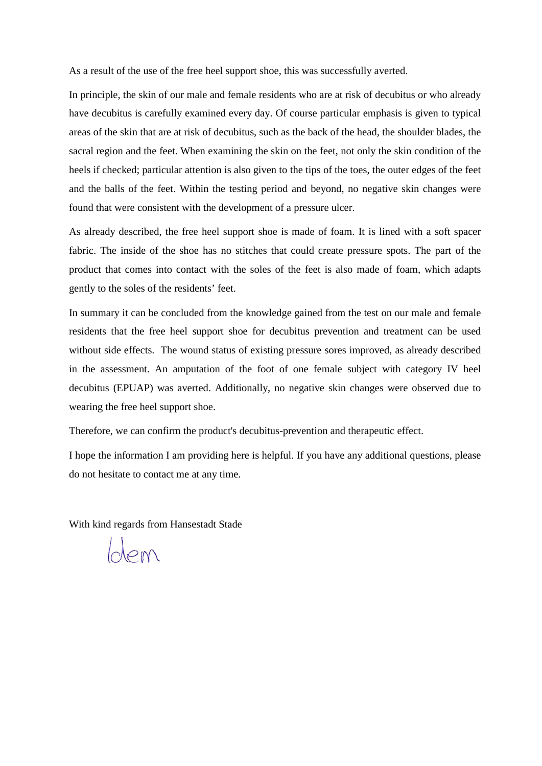As a result of the use of the free heel support shoe, this was successfully averted.

In principle, the skin of our male and female residents who are at risk of decubitus or who already have decubitus is carefully examined every day. Of course particular emphasis is given to typical areas of the skin that are at risk of decubitus, such as the back of the head, the shoulder blades, the sacral region and the feet. When examining the skin on the feet, not only the skin condition of the heels if checked; particular attention is also given to the tips of the toes, the outer edges of the feet and the balls of the feet. Within the testing period and beyond, no negative skin changes were found that were consistent with the development of a pressure ulcer.

As already described, the free heel support shoe is made of foam. It is lined with a soft spacer fabric. The inside of the shoe has no stitches that could create pressure spots. The part of the product that comes into contact with the soles of the feet is also made of foam, which adapts gently to the soles of the residents' feet.

In summary it can be concluded from the knowledge gained from the test on our male and female residents that the free heel support shoe for decubitus prevention and treatment can be used without side effects. The wound status of existing pressure sores improved, as already described in the assessment. An amputation of the foot of one female subject with category IV heel decubitus (EPUAP) was averted. Additionally, no negative skin changes were observed due to wearing the free heel support shoe.

Therefore, we can confirm the product's decubitus-prevention and therapeutic effect.

I hope the information I am providing here is helpful. If you have any additional questions, please do not hesitate to contact me at any time.

With kind regards from Hansestadt Stade

Idem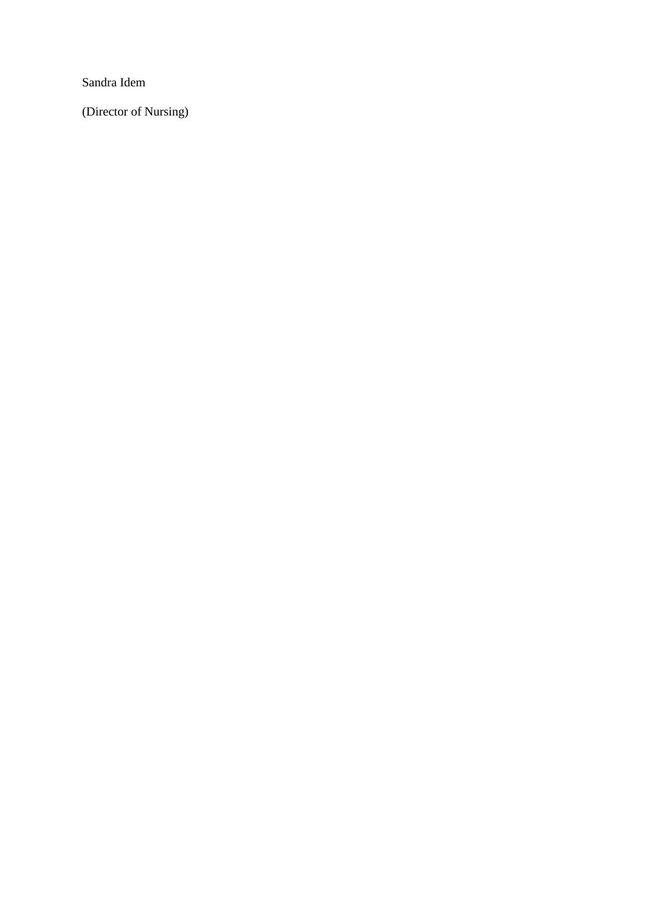Sandra Idem

(Director of Nursing)